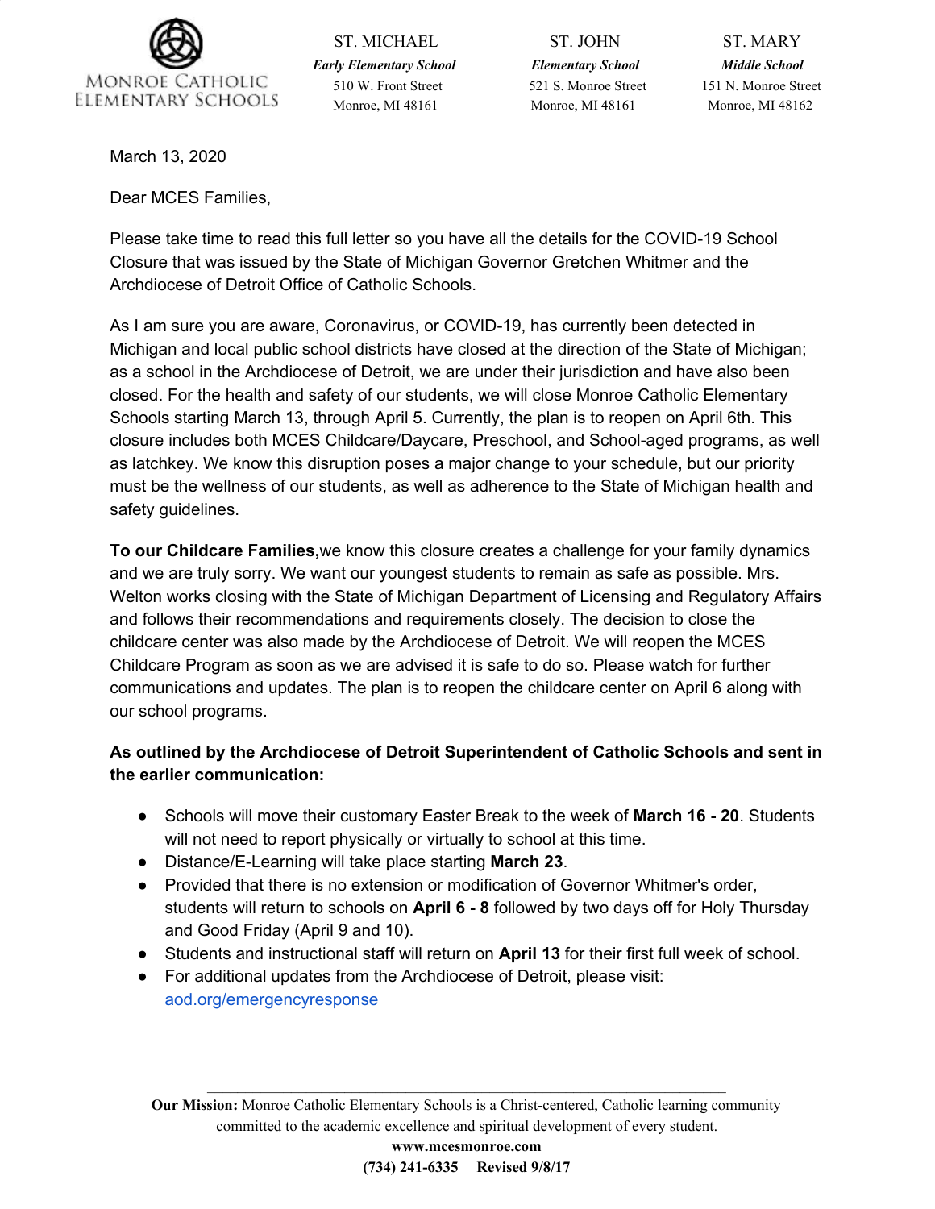MONROE CATHOLIC ELEMENTARY SCHOOLS

| ST. MICHAEL | ST. JOHN | ST. MARY |
| --- | --- | --- |
| ***Early Elementary School*** | ***Elementary School*** | ***Middle School*** |
| 510 W. Front Street | 521 S. Monroe Street | 151 N. Monroe Street |
| Monroe, MI 48161 | Monroe, MI 48161 | Monroe, MI 48162 |

March 13, 2020

Dear MCES Families,

Please take time to read this full letter so you have all the details for the COVID-19 School Closure that was issued by the State of Michigan Governor Gretchen Whitmer and the Archdiocese of Detroit Office of Catholic Schools.

As I am sure you are aware, Coronavirus, or COVID-19, has currently been detected in Michigan and local public school districts have closed at the direction of the State of Michigan; as a school in the Archdiocese of Detroit, we are under their jurisdiction and have also been closed. For the health and safety of our students, we will close Monroe Catholic Elementary Schools starting March 13, through April 5. Currently, the plan is to reopen on April 6th. This closure includes both MCES Childcare/Daycare, Preschool, and School-aged programs, as well as latchkey. We know this disruption poses a major change to your schedule, but our priority must be the wellness of our students, as well as adherence to the State of Michigan health and safety guidelines.

**To our Childcare Families,**we know this closure creates a challenge for your family dynamics and we are truly sorry. We want our youngest students to remain as safe as possible. Mrs. Welton works closing with the State of Michigan Department of Licensing and Regulatory Affairs and follows their recommendations and requirements closely. The decision to close the childcare center was also made by the Archdiocese of Detroit. We will reopen the MCES Childcare Program as soon as we are advised it is safe to do so. Please watch for further communications and updates. The plan is to reopen the childcare center on April 6 along with our school programs.

**As outlined by the Archdiocese of Detroit Superintendent of Catholic Schools and sent in the earlier communication:**

- Schools will move their customary Easter Break to the week of **March 16 - 20**. Students will not need to report physically or virtually to school at this time.
- Distance/E-Learning will take place starting **March 23**.
- Provided that there is no extension or modification of Governor Whitmer's order, students will return to schools on **April 6 - 8** followed by two days off for Holy Thursday and Good Friday (April 9 and 10).
- Students and instructional staff will return on **April 13** for their first full week of school.
- For additional updates from the Archdiocese of Detroit, please visit: [aod.org/emergencyresponse](aod.org/emergencyresponse)

**Our Mission:** Monroe Catholic Elementary Schools is a Christ-centered, Catholic learning community committed to the academic excellence and spiritual development of every student.

**www.mcesmonroe.com**

**(734) 241-6335 Revised 9/8/17**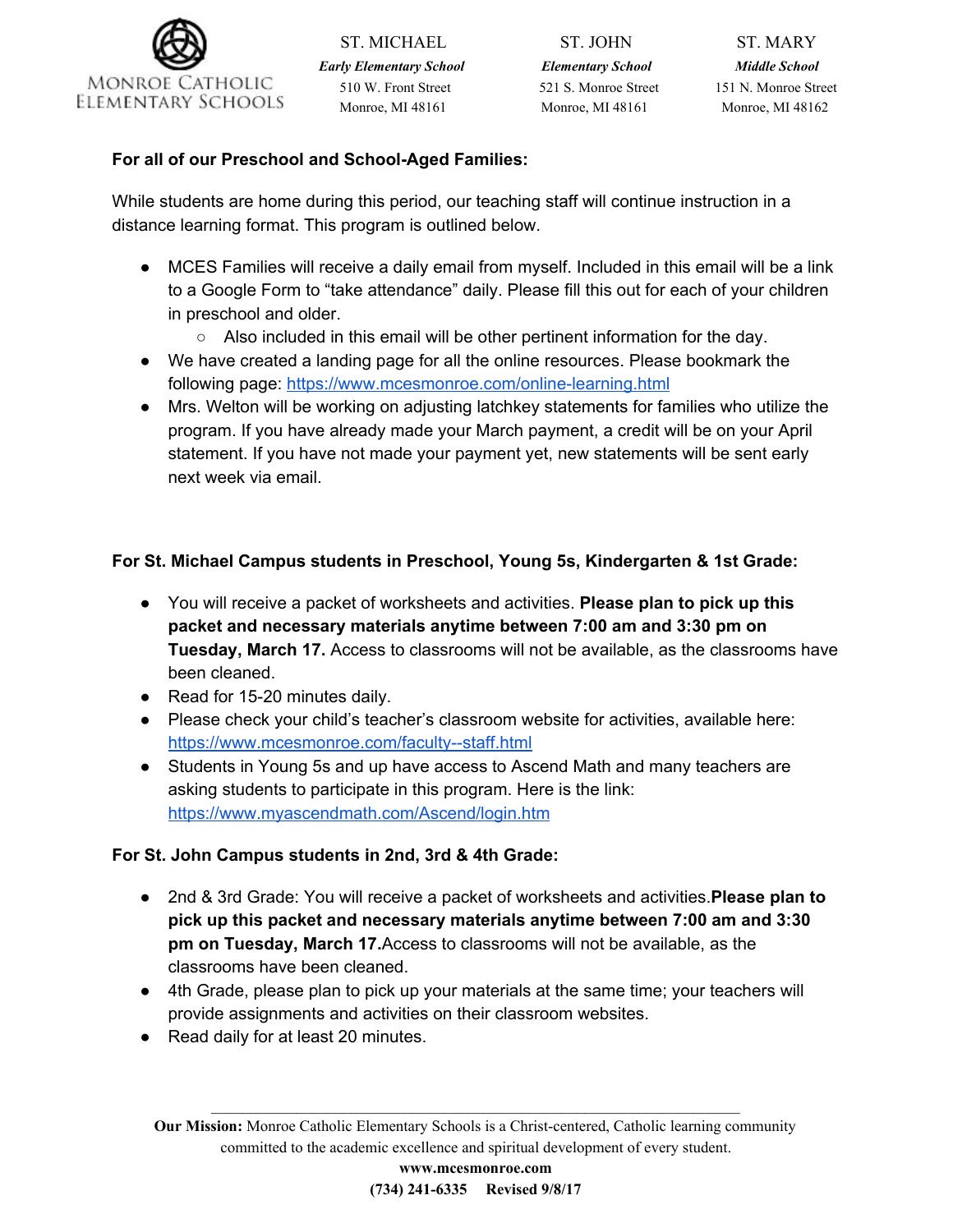**For all of our Preschool and School-Aged Families:**

While students are home during this period, our teaching staff will continue instruction in a distance learning format. This program is outlined below.

- MCES Families will receive a daily email from myself. Included in this email will be a link to a Google Form to "take attendance" daily. Please fill this out for each of your children in preschool and older.
  - Also included in this email will be other pertinent information for the day.
- We have created a landing page for all the online resources. Please bookmark the following page: https://www.mcesmonroe.com/online-learning.html
- Mrs. Welton will be working on adjusting latchkey statements for families who utilize the program. If you have already made your March payment, a credit will be on your April statement. If you have not made your payment yet, new statements will be sent early next week via email.

**For St. Michael Campus students in Preschool, Young 5s, Kindergarten & 1st Grade:**

- You will receive a packet of worksheets and activities. **Please plan to pick up this packet and necessary materials anytime between 7:00 am and 3:30 pm on Tuesday, March 17.** Access to classrooms will not be available, as the classrooms have been cleaned.
- Read for 15-20 minutes daily.
- Please check your child's teacher's classroom website for activities, available here: https://www.mcesmonroe.com/faculty--staff.html
- Students in Young 5s and up have access to Ascend Math and many teachers are asking students to participate in this program. Here is the link: https://www.myascendmath.com/Ascend/login.htm

**For St. John Campus students in 2nd, 3rd & 4th Grade:**

- 2nd & 3rd Grade: You will receive a packet of worksheets and activities.**Please plan to pick up this packet and necessary materials anytime between 7:00 am and 3:30 pm on Tuesday, March 17.**Access to classrooms will not be available, as the classrooms have been cleaned.
- 4th Grade, please plan to pick up your materials at the same time; your teachers will provide assignments and activities on their classroom websites.
- Read daily for at least 20 minutes.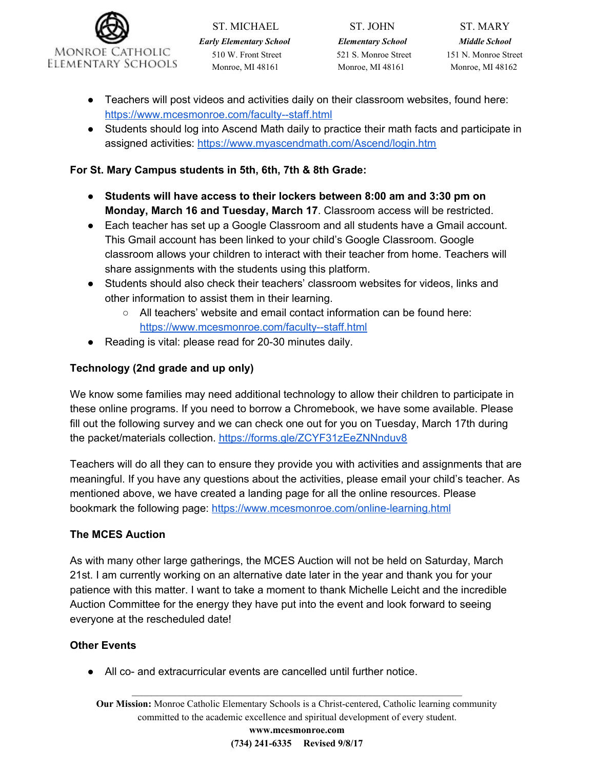- Teachers will post videos and activities daily on their classroom websites, found here: https://www.mcesmonroe.com/faculty--staff.html
- Students should log into Ascend Math daily to practice their math facts and participate in assigned activities: https://www.myascendmath.com/Ascend/login.htm

**For St. Mary Campus students in 5th, 6th, 7th & 8th Grade:**

- **Students will have access to their lockers between 8:00 am and 3:30 pm on Monday, March 16 and Tuesday, March 17**. Classroom access will be restricted.
- Each teacher has set up a Google Classroom and all students have a Gmail account. This Gmail account has been linked to your child's Google Classroom. Google classroom allows your children to interact with their teacher from home. Teachers will share assignments with the students using this platform.
- Students should also check their teachers' classroom websites for videos, links and other information to assist them in their learning.
  - All teachers' website and email contact information can be found here: https://www.mcesmonroe.com/faculty--staff.html
- Reading is vital: please read for 20-30 minutes daily.

**Technology (2nd grade and up only)**

We know some families may need additional technology to allow their children to participate in these online programs. If you need to borrow a Chromebook, we have some available. Please fill out the following survey and we can check one out for you on Tuesday, March 17th during the packet/materials collection. https://forms.gle/ZCYF31zEeZNNduv8

Teachers will do all they can to ensure they provide you with activities and assignments that are meaningful. If you have any questions about the activities, please email your child's teacher. As mentioned above, we have created a landing page for all the online resources. Please bookmark the following page: https://www.mcesmonroe.com/online-learning.html

**The MCES Auction**

As with many other large gatherings, the MCES Auction will not be held on Saturday, March 21st. I am currently working on an alternative date later in the year and thank you for your patience with this matter. I want to take a moment to thank Michelle Leicht and the incredible Auction Committee for the energy they have put into the event and look forward to seeing everyone at the rescheduled date!

**Other Events**

- All co- and extracurricular events are cancelled until further notice.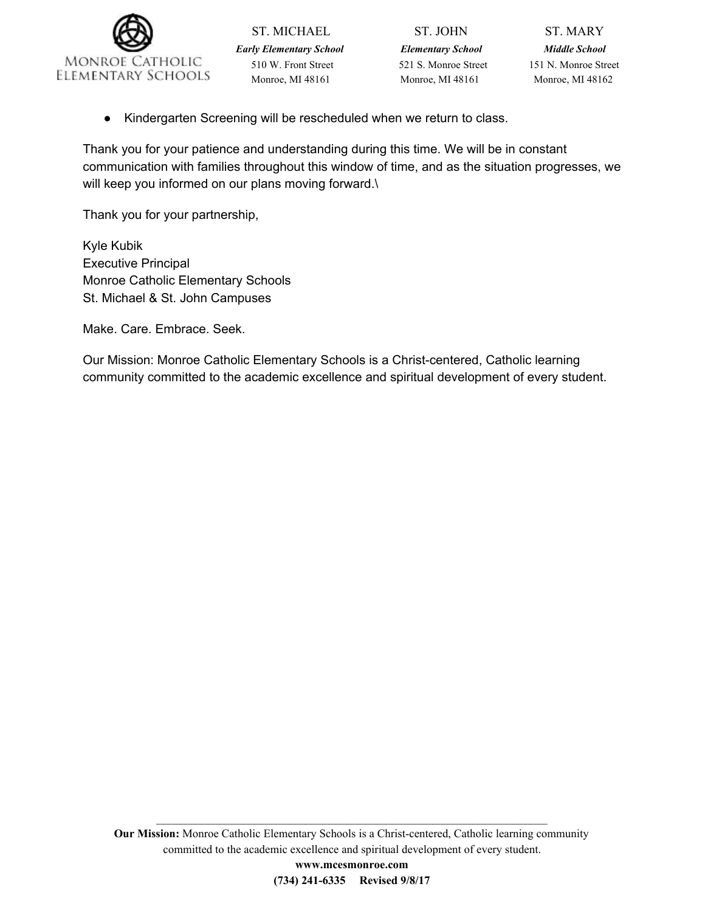- Kindergarten Screening will be rescheduled when we return to class.

Thank you for your patience and understanding during this time. We will be in constant communication with families throughout this window of time, and as the situation progresses, we will keep you informed on our plans moving forward.\

Thank you for your partnership,

Kyle Kubik
Executive Principal
Monroe Catholic Elementary Schools
St. Michael & St. John Campuses

Make. Care. Embrace. Seek.

Our Mission: Monroe Catholic Elementary Schools is a Christ-centered, Catholic learning community committed to the academic excellence and spiritual development of every student.